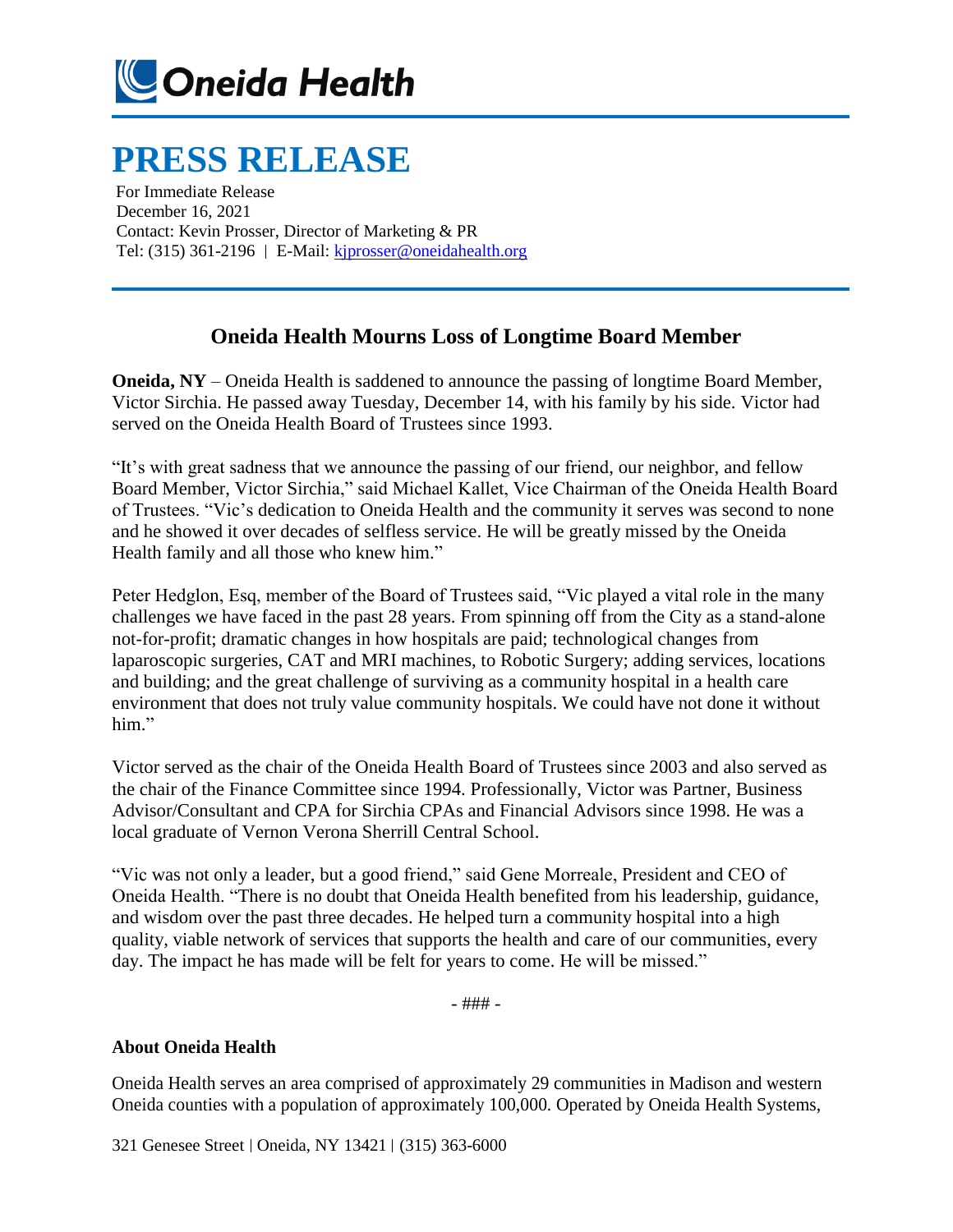Oneida Health

# PRESS RELEASE

For Immediate Release
December 16, 2021
Contact: Kevin Prosser, Director of Marketing & PR
Tel: (315) 361-2196 | E-Mail: kjprosser@oneidahealth.org

## Oneida Health Mourns Loss of Longtime Board Member

**Oneida, NY** – Oneida Health is saddened to announce the passing of longtime Board Member, Victor Sirchia. He passed away Tuesday, December 14, with his family by his side. Victor had served on the Oneida Health Board of Trustees since 1993.

"It's with great sadness that we announce the passing of our friend, our neighbor, and fellow Board Member, Victor Sirchia," said Michael Kallet, Vice Chairman of the Oneida Health Board of Trustees. "Vic's dedication to Oneida Health and the community it serves was second to none and he showed it over decades of selfless service. He will be greatly missed by the Oneida Health family and all those who knew him."

Peter Hedglon, Esq, member of the Board of Trustees said, "Vic played a vital role in the many challenges we have faced in the past 28 years. From spinning off from the City as a stand-alone not-for-profit; dramatic changes in how hospitals are paid; technological changes from laparoscopic surgeries, CAT and MRI machines, to Robotic Surgery; adding services, locations and building; and the great challenge of surviving as a community hospital in a health care environment that does not truly value community hospitals. We could have not done it without him."

Victor served as the chair of the Oneida Health Board of Trustees since 2003 and also served as the chair of the Finance Committee since 1994. Professionally, Victor was Partner, Business Advisor/Consultant and CPA for Sirchia CPAs and Financial Advisors since 1998. He was a local graduate of Vernon Verona Sherrill Central School.

"Vic was not only a leader, but a good friend," said Gene Morreale, President and CEO of Oneida Health. "There is no doubt that Oneida Health benefited from his leadership, guidance, and wisdom over the past three decades. He helped turn a community hospital into a high quality, viable network of services that supports the health and care of our communities, every day. The impact he has made will be felt for years to come. He will be missed."

- ### -

**About Oneida Health**

Oneida Health serves an area comprised of approximately 29 communities in Madison and western Oneida counties with a population of approximately 100,000. Operated by Oneida Health Systems,

321 Genesee Street | Oneida, NY 13421 | (315) 363-6000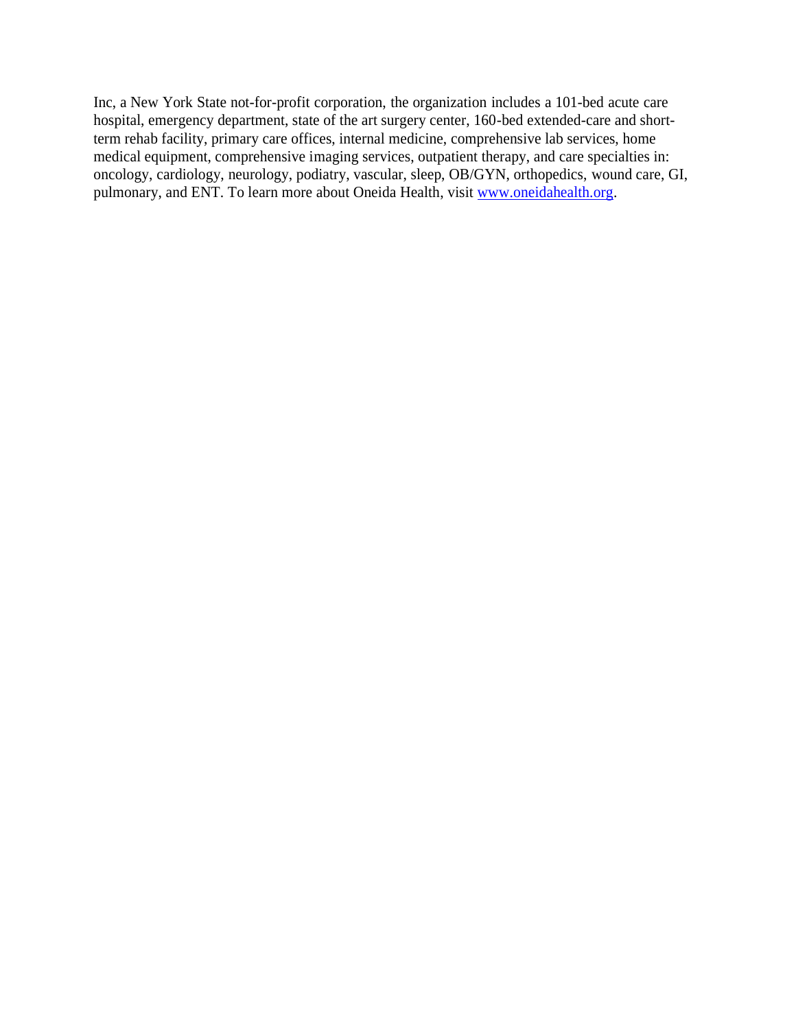Inc, a New York State not-for-profit corporation, the organization includes a 101-bed acute care hospital, emergency department, state of the art surgery center, 160-bed extended-care and short-term rehab facility, primary care offices, internal medicine, comprehensive lab services, home medical equipment, comprehensive imaging services, outpatient therapy, and care specialties in: oncology, cardiology, neurology, podiatry, vascular, sleep, OB/GYN, orthopedics, wound care, GI, pulmonary, and ENT. To learn more about Oneida Health, visit [www.oneidahealth.org](http://www.oneidahealth.org).